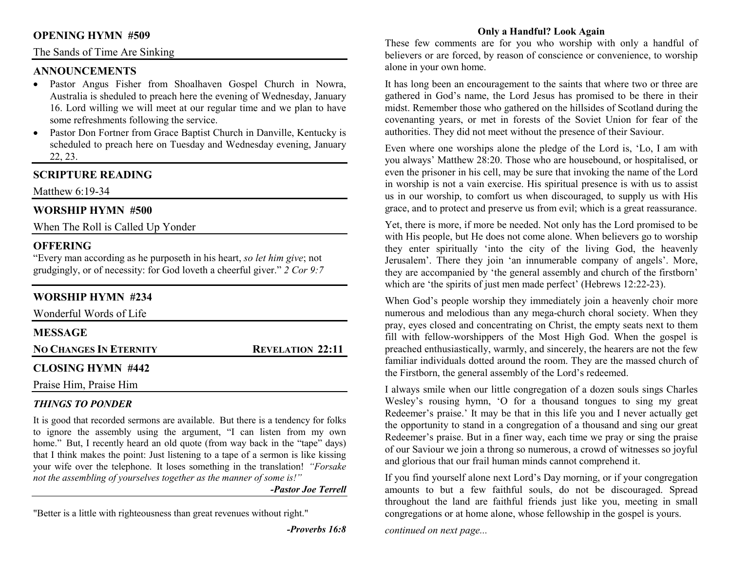## OPENING HYMN #509

The Sands of Time Are Sinking

## ANNOUNCEMENTS

- Pastor Angus Fisher from Shoalhaven Gospel Church in Nowra, Australia is sheduled to preach here the evening of Wednesday, January 16. Lord willing we will meet at our regular time and we plan to have some refreshments following the service.
- Pastor Don Fortner from Grace Baptist Church in Danville, Kentucky is scheduled to preach here on Tuesday and Wednesday evening, January 22, 23.

## SCRIPTURE READING

Matthew 6:19-34

## WORSHIP HYMN #500

When The Roll is Called Up Yonder

## OFFERING

"Every man according as he purposeth in his heart, *so let him give*; not grudgingly, or of necessity: for God loveth a cheerful giver." *2 Cor 9:7*

## WORSHIP HYMN #234

Wonderful Words of Life

## MESSAGE

**NO CHANGES IN ETERNITY** **REVELATION 22:11**

## CLOSING HYMN #442

Praise Him, Praise Him

### *THINGS TO PONDER*

It is good that recorded sermons are available. But there is a tendency for folks to ignore the assembly using the argument, "I can listen from my own home." But, I recently heard an old quote (from way back in the "tape" days) that I think makes the point: Just listening to a tape of a sermon is like kissing your wife over the telephone. It loses something in the translation! *"Forsake not the assembling of yourselves together as the manner of some is!"*

***-Pastor Joe Terrell***

"Better is a little with righteousness than great revenues without right."

***-Proverbs 16:8***

### Only a Handful? Look Again

These few comments are for you who worship with only a handful of believers or are forced, by reason of conscience or convenience, to worship alone in your own home.

It has long been an encouragement to the saints that where two or three are gathered in God's name, the Lord Jesus has promised to be there in their midst. Remember those who gathered on the hillsides of Scotland during the covenanting years, or met in forests of the Soviet Union for fear of the authorities. They did not meet without the presence of their Saviour.

Even where one worships alone the pledge of the Lord is, 'Lo, I am with you always' Matthew 28:20. Those who are housebound, or hospitalised, or even the prisoner in his cell, may be sure that invoking the name of the Lord in worship is not a vain exercise. His spiritual presence is with us to assist us in our worship, to comfort us when discouraged, to supply us with His grace, and to protect and preserve us from evil; which is a great reassurance.

Yet, there is more, if more be needed. Not only has the Lord promised to be with His people, but He does not come alone. When believers go to worship they enter spiritually 'into the city of the living God, the heavenly Jerusalem'. There they join 'an innumerable company of angels'. More, they are accompanied by 'the general assembly and church of the firstborn' which are 'the spirits of just men made perfect' (Hebrews 12:22-23).

When God's people worship they immediately join a heavenly choir more numerous and melodious than any mega-church choral society. When they pray, eyes closed and concentrating on Christ, the empty seats next to them fill with fellow-worshippers of the Most High God. When the gospel is preached enthusiastically, warmly, and sincerely, the hearers are not the few familiar individuals dotted around the room. They are the massed church of the Firstborn, the general assembly of the Lord's redeemed.

I always smile when our little congregation of a dozen souls sings Charles Wesley's rousing hymn, 'O for a thousand tongues to sing my great Redeemer's praise.' It may be that in this life you and I never actually get the opportunity to stand in a congregation of a thousand and sing our great Redeemer's praise. But in a finer way, each time we pray or sing the praise of our Saviour we join a throng so numerous, a crowd of witnesses so joyful and glorious that our frail human minds cannot comprehend it.

If you find yourself alone next Lord's Day morning, or if your congregation amounts to but a few faithful souls, do not be discouraged. Spread throughout the land are faithful friends just like you, meeting in small congregations or at home alone, whose fellowship in the gospel is yours.

*continued on next page...*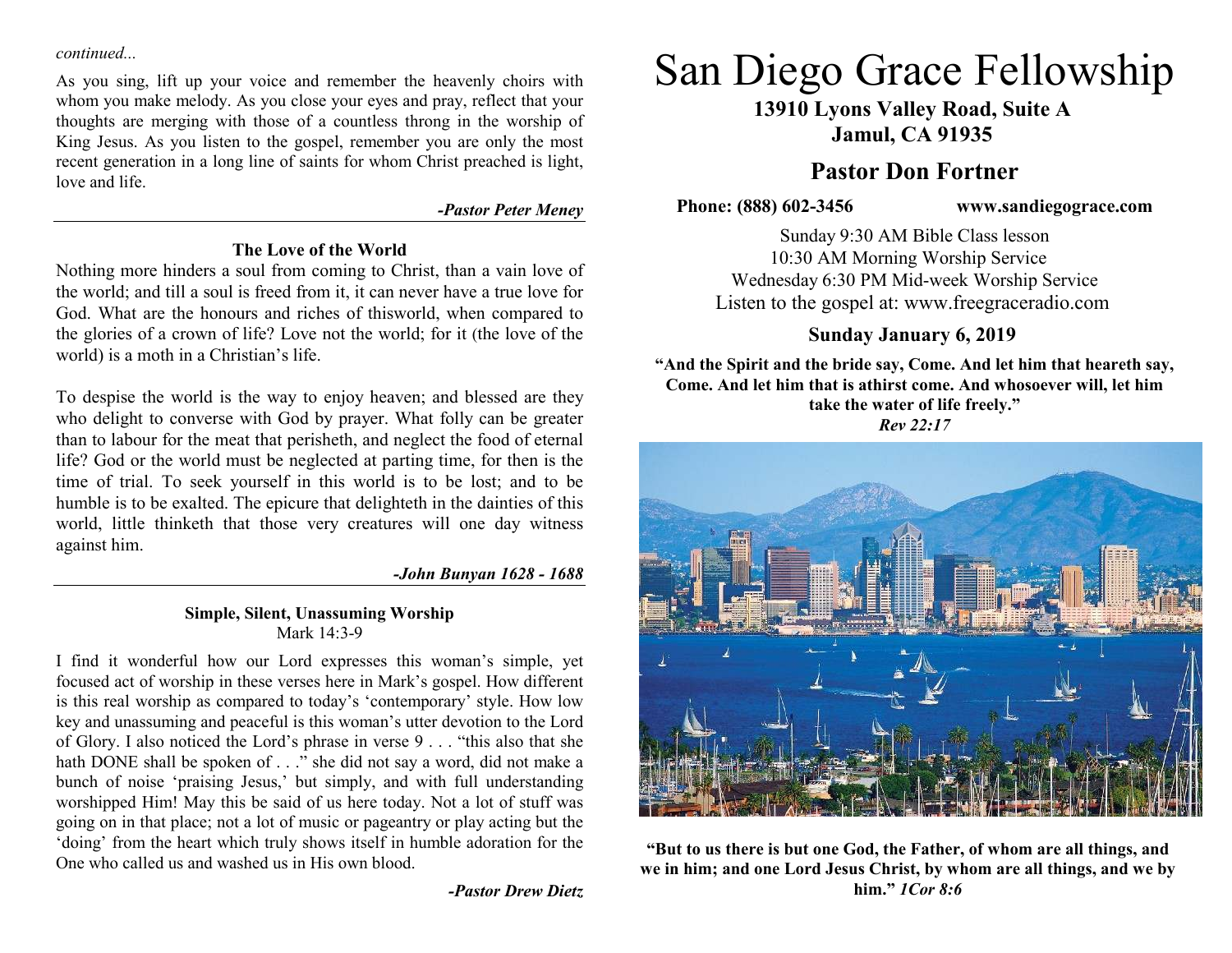*continued...*

As you sing, lift up your voice and remember the heavenly choirs with whom you make melody. As you close your eyes and pray, reflect that your thoughts are merging with those of a countless throng in the worship of King Jesus. As you listen to the gospel, remember you are only the most recent generation in a long line of saints for whom Christ preached is light, love and life.

***-Pastor Peter Meney***

---

### The Love of the World

Nothing more hinders a soul from coming to Christ, than a vain love of the world; and till a soul is freed from it, it can never have a true love for God. What are the honours and riches of thisworld, when compared to the glories of a crown of life? Love not the world; for it (the love of the world) is a moth in a Christian's life.

To despise the world is the way to enjoy heaven; and blessed are they who delight to converse with God by prayer. What folly can be greater than to labour for the meat that perisheth, and neglect the food of eternal life? God or the world must be neglected at parting time, for then is the time of trial. To seek yourself in this world is to be lost; and to be humble is to be exalted. The epicure that delighteth in the dainties of this world, little thinketh that those very creatures will one day witness against him.

***-John Bunyan 1628 - 1688***

---

### Simple, Silent, Unassuming Worship

Mark 14:3-9

I find it wonderful how our Lord expresses this woman's simple, yet focused act of worship in these verses here in Mark's gospel. How different is this real worship as compared to today's 'contemporary' style. How low key and unassuming and peaceful is this woman's utter devotion to the Lord of Glory. I also noticed the Lord's phrase in verse 9 . . . "this also that she hath DONE shall be spoken of . . ." she did not say a word, did not make a bunch of noise 'praising Jesus,' but simply, and with full understanding worshipped Him! May this be said of us here today. Not a lot of stuff was going on in that place; not a lot of music or pageantry or play acting but the 'doing' from the heart which truly shows itself in humble adoration for the One who called us and washed us in His own blood.

***-Pastor Drew Dietz***

# San Diego Grace Fellowship

**13910 Lyons Valley Road, Suite A**
**Jamul, CA 91935**

## Pastor Don Fortner

**Phone: (888) 602-3456** **www.sandiegograce.com**

Sunday 9:30 AM Bible Class lesson
10:30 AM Morning Worship Service
Wednesday 6:30 PM Mid-week Worship Service
Listen to the gospel at: www.freegraceradio.com

### Sunday January 6, 2019

**"And the Spirit and the bride say, Come. And let him that heareth say, Come. And let him that is athirst come. And whosoever will, let him take the water of life freely."**
***Rev 22:17***

**"But to us there is but one God, the Father, of whom are all things, and we in him; and one Lord Jesus Christ, by whom are all things, and we by him."** ***1Cor 8:6***